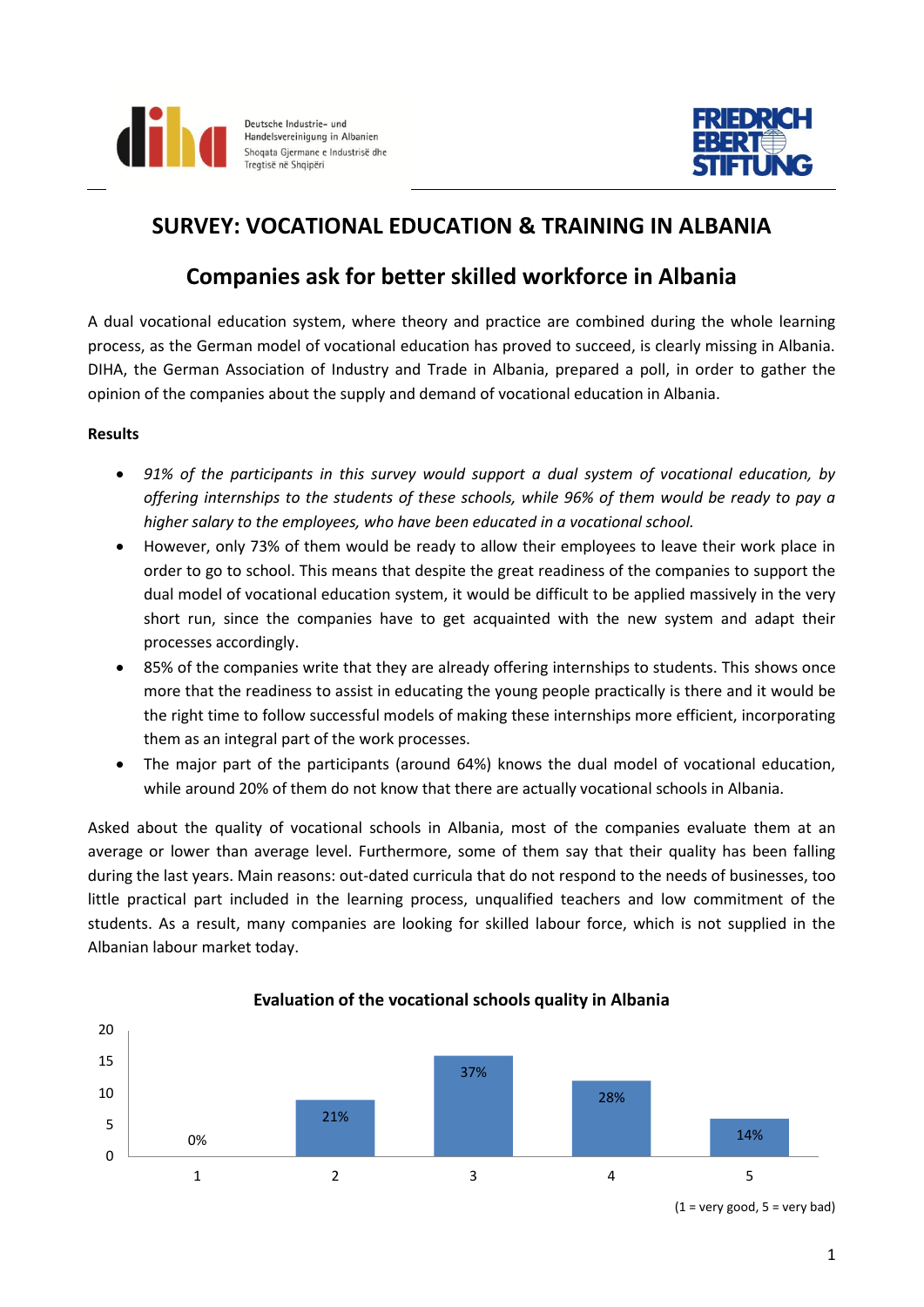# SURVEY: VOCATIONAL EDUCATION & TRAINING IN ALBANIA

## Companies ask for better skilled workforce in Albania

A dual vocational education system, where theory and practice are combined during the whole learning process, as the German model of vocational education has proved to succeed, is clearly missing in Albania. DIHA, the German Association of Industry and Trade in Albania, prepared a poll, in order to gather the opinion of the companies about the supply and demand of vocational education in Albania.

**Results**

- *91% of the participants in this survey would support a dual system of vocational education, by offering internships to the students of these schools, while 96% of them would be ready to pay a higher salary to the employees, who have been educated in a vocational school.*
- However, only 73% of them would be ready to allow their employees to leave their work place in order to go to school. This means that despite the great readiness of the companies to support the dual model of vocational education system, it would be difficult to be applied massively in the very short run, since the companies have to get acquainted with the new system and adapt their processes accordingly.
- 85% of the companies write that they are already offering internships to students. This shows once more that the readiness to assist in educating the young people practically is there and it would be the right time to follow successful models of making these internships more efficient, incorporating them as an integral part of the work processes.
- The major part of the participants (around 64%) knows the dual model of vocational education, while around 20% of them do not know that there are actually vocational schools in Albania.

Asked about the quality of vocational schools in Albania, most of the companies evaluate them at an average or lower than average level. Furthermore, some of them say that their quality has been falling during the last years. Main reasons: out-dated curricula that do not respond to the needs of businesses, too little practical part included in the learning process, unqualified teachers and low commitment of the students. As a result, many companies are looking for skilled labour force, which is not supplied in the Albanian labour market today.

**Evaluation of the vocational schools quality in Albania**

| Rating | 1 | 2 | 3 | 4 | 5 |
|---|---|---|---|---|---|
| Share | 0% | 21% | 37% | 28% | 14% |

(1 = very good, 5 = very bad)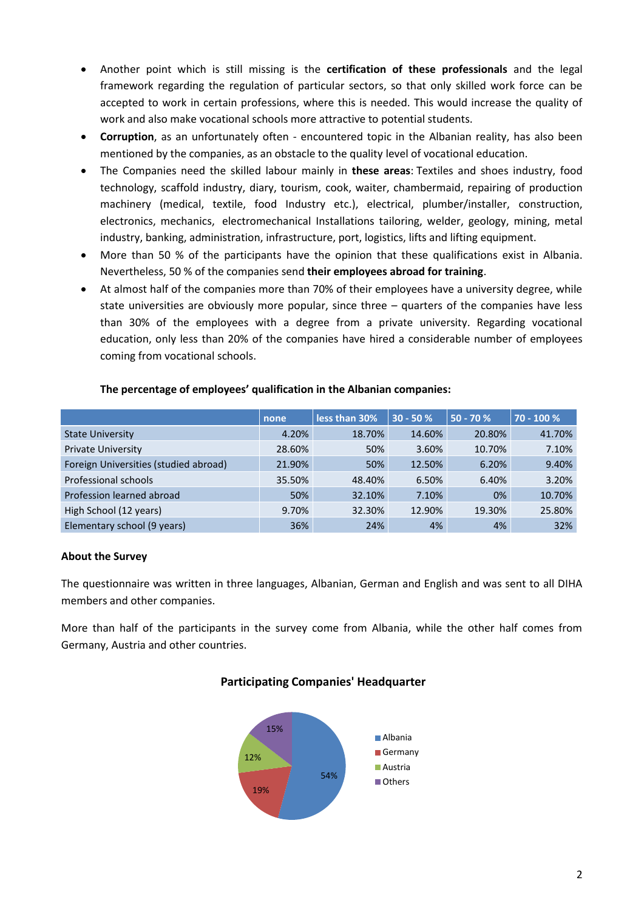- Another point which is still missing is the **certification of these professionals** and the legal framework regarding the regulation of particular sectors, so that only skilled work force can be accepted to work in certain professions, where this is needed. This would increase the quality of work and also make vocational schools more attractive to potential students.
- **Corruption**, as an unfortunately often - encountered topic in the Albanian reality, has also been mentioned by the companies, as an obstacle to the quality level of vocational education.
- The Companies need the skilled labour mainly in **these areas**: Textiles and shoes industry, food technology, scaffold industry, diary, tourism, cook, waiter, chambermaid, repairing of production machinery (medical, textile, food Industry etc.), electrical, plumber/installer, construction, electronics, mechanics, electromechanical Installations tailoring, welder, geology, mining, metal industry, banking, administration, infrastructure, port, logistics, lifts and lifting equipment.
- More than 50 % of the participants have the opinion that these qualifications exist in Albania. Nevertheless, 50 % of the companies send **their employees abroad for training**.
- At almost half of the companies more than 70% of their employees have a university degree, while state universities are obviously more popular, since three – quarters of the companies have less than 30% of the employees with a degree from a private university. Regarding vocational education, only less than 20% of the companies have hired a considerable number of employees coming from vocational schools.

**The percentage of employees' qualification in the Albanian companies:**

| | none | less than 30% | 30 - 50 % | 50 - 70 % | 70 - 100 % |
|---|---|---|---|---|---|
| State University | 4.20% | 18.70% | 14.60% | 20.80% | 41.70% |
| Private University | 28.60% | 50% | 3.60% | 10.70% | 7.10% |
| Foreign Universities (studied abroad) | 21.90% | 50% | 12.50% | 6.20% | 9.40% |
| Professional schools | 35.50% | 48.40% | 6.50% | 6.40% | 3.20% |
| Profession learned abroad | 50% | 32.10% | 7.10% | 0% | 10.70% |
| High School (12 years) | 9.70% | 32.30% | 12.90% | 19.30% | 25.80% |
| Elementary school (9 years) | 36% | 24% | 4% | 4% | 32% |

**About the Survey**

The questionnaire was written in three languages, Albanian, German and English and was sent to all DIHA members and other companies.

More than half of the participants in the survey come from Albania, while the other half comes from Germany, Austria and other countries.

**Participating Companies' Headquarter**

| Country | Share |
|---|---|
| Albania | 54% |
| Germany | 19% |
| Austria | 12% |
| Others | 15% |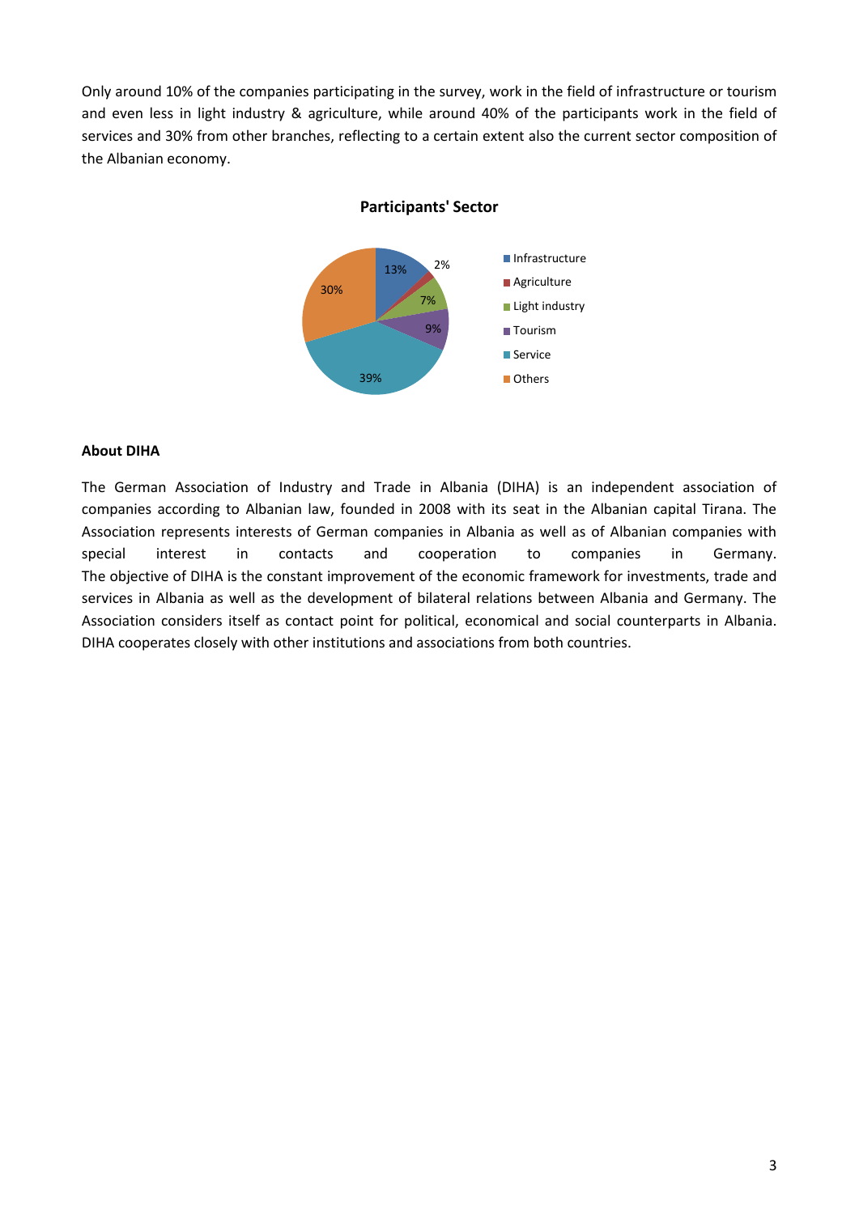Only around 10% of the companies participating in the survey, work in the field of infrastructure or tourism and even less in light industry & agriculture, while around 40% of the participants work in the field of services and 30% from other branches, reflecting to a certain extent also the current sector composition of the Albanian economy.

**Participants' Sector**

13%
2%
7%
9%
39%
30%

Infrastructure
Agriculture
Light industry
Tourism
Service
Others

**About DIHA**

The German Association of Industry and Trade in Albania (DIHA) is an independent association of companies according to Albanian law, founded in 2008 with its seat in the Albanian capital Tirana. The Association represents interests of German companies in Albania as well as of Albanian companies with special interest in contacts and cooperation to companies in Germany.
The objective of DIHA is the constant improvement of the economic framework for investments, trade and services in Albania as well as the development of bilateral relations between Albania and Germany. The Association considers itself as contact point for political, economical and social counterparts in Albania. DIHA cooperates closely with other institutions and associations from both countries.